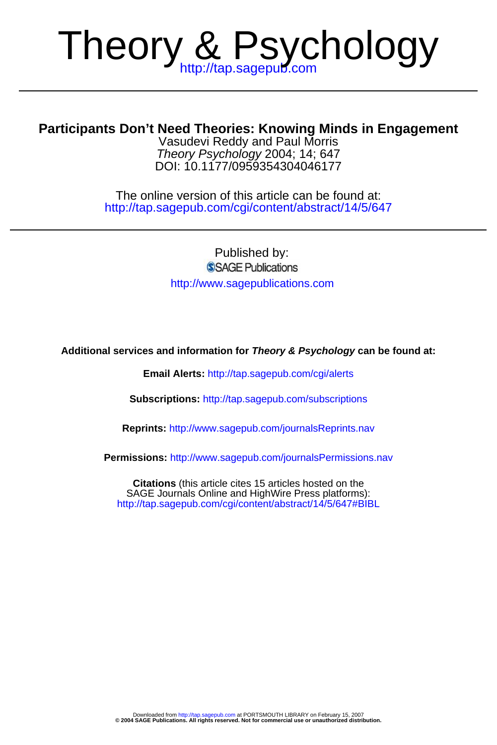# Theory & Psychology

http://tap.sagepub.com

## Participants Don't Need Theories: Knowing Minds in Engagement

Vasudevi Reddy and Paul Morris

*Theory Psychology* 2004; 14; 647

DOI: 10.1177/0959354304046177

The online version of this article can be found at:
http://tap.sagepub.com/cgi/content/abstract/14/5/647

Published by:
SAGE Publications
http://www.sagepublications.com

**Additional services and information for *Theory & Psychology* can be found at:**

**Email Alerts:** http://tap.sagepub.com/cgi/alerts

**Subscriptions:** http://tap.sagepub.com/subscriptions

**Reprints:** http://www.sagepub.com/journalsReprints.nav

**Permissions:** http://www.sagepub.com/journalsPermissions.nav

**Citations** (this article cites 15 articles hosted on the SAGE Journals Online and HighWire Press platforms):
http://tap.sagepub.com/cgi/content/abstract/14/5/647#BIBL

Downloaded from http://tap.sagepub.com at PORTSMOUTH LIBRARY on February 15, 2007
**© 2004 SAGE Publications. All rights reserved. Not for commercial use or unauthorized distribution.**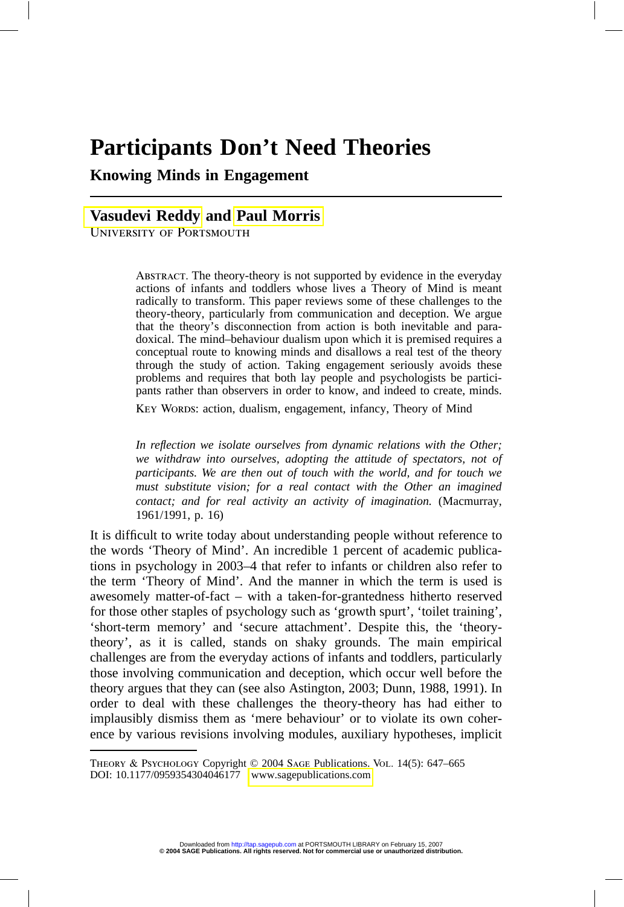# Participants Don't Need Theories

## Knowing Minds in Engagement

**Vasudevi Reddy and Paul Morris**

University of Portsmouth

ABSTRACT. The theory-theory is not supported by evidence in the everyday actions of infants and toddlers whose lives a Theory of Mind is meant radically to transform. This paper reviews some of these challenges to the theory-theory, particularly from communication and deception. We argue that the theory's disconnection from action is both inevitable and paradoxical. The mind–behaviour dualism upon which it is premised requires a conceptual route to knowing minds and disallows a real test of the theory through the study of action. Taking engagement seriously avoids these problems and requires that both lay people and psychologists be participants rather than observers in order to know, and indeed to create, minds.

KEY WORDS: action, dualism, engagement, infancy, Theory of Mind

*In reflection we isolate ourselves from dynamic relations with the Other; we withdraw into ourselves, adopting the attitude of spectators, not of participants. We are then out of touch with the world, and for touch we must substitute vision; for a real contact with the Other an imagined contact; and for real activity an activity of imagination.* (Macmurray, 1961/1991, p. 16)

It is difficult to write today about understanding people without reference to the words 'Theory of Mind'. An incredible 1 percent of academic publications in psychology in 2003–4 that refer to infants or children also refer to the term 'Theory of Mind'. And the manner in which the term is used is awesomely matter-of-fact – with a taken-for-grantedness hitherto reserved for those other staples of psychology such as 'growth spurt', 'toilet training', 'short-term memory' and 'secure attachment'. Despite this, the 'theory-theory', as it is called, stands on shaky grounds. The main empirical challenges are from the everyday actions of infants and toddlers, particularly those involving communication and deception, which occur well before the theory argues that they can (see also Astington, 2003; Dunn, 1988, 1991). In order to deal with these challenges the theory-theory has had either to implausibly dismiss them as 'mere behaviour' or to violate its own coherence by various revisions involving modules, auxiliary hypotheses, implicit

THEORY & PSYCHOLOGY Copyright © 2004 SAGE Publications. VOL. 14(5): 647–665
DOI: 10.1177/0959354304046177 www.sagepublications.com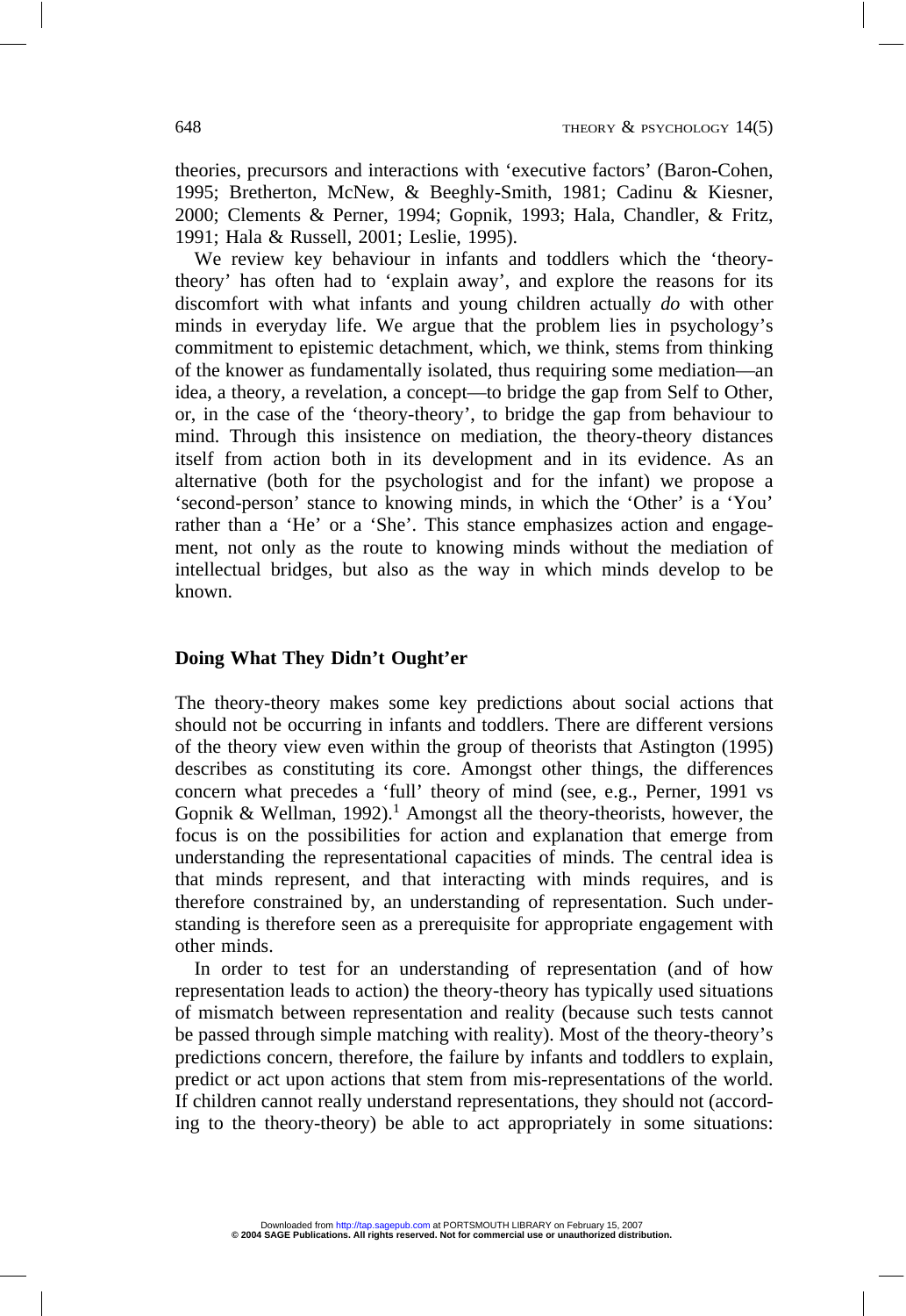theories, precursors and interactions with 'executive factors' (Baron-Cohen, 1995; Bretherton, McNew, & Beeghly-Smith, 1981; Cadinu & Kiesner, 2000; Clements & Perner, 1994; Gopnik, 1993; Hala, Chandler, & Fritz, 1991; Hala & Russell, 2001; Leslie, 1995).

We review key behaviour in infants and toddlers which the 'theory-theory' has often had to 'explain away', and explore the reasons for its discomfort with what infants and young children actually *do* with other minds in everyday life. We argue that the problem lies in psychology's commitment to epistemic detachment, which, we think, stems from thinking of the knower as fundamentally isolated, thus requiring some mediation—an idea, a theory, a revelation, a concept—to bridge the gap from Self to Other, or, in the case of the 'theory-theory', to bridge the gap from behaviour to mind. Through this insistence on mediation, the theory-theory distances itself from action both in its development and in its evidence. As an alternative (both for the psychologist and for the infant) we propose a 'second-person' stance to knowing minds, in which the 'Other' is a 'You' rather than a 'He' or a 'She'. This stance emphasizes action and engagement, not only as the route to knowing minds without the mediation of intellectual bridges, but also as the way in which minds develop to be known.

## Doing What They Didn't Ought'er

The theory-theory makes some key predictions about social actions that should not be occurring in infants and toddlers. There are different versions of the theory view even within the group of theorists that Astington (1995) describes as constituting its core. Amongst other things, the differences concern what precedes a 'full' theory of mind (see, e.g., Perner, 1991 vs Gopnik & Wellman, 1992).[1] Amongst all the theory-theorists, however, the focus is on the possibilities for action and explanation that emerge from understanding the representational capacities of minds. The central idea is that minds represent, and that interacting with minds requires, and is therefore constrained by, an understanding of representation. Such understanding is therefore seen as a prerequisite for appropriate engagement with other minds.

In order to test for an understanding of representation (and of how representation leads to action) the theory-theory has typically used situations of mismatch between representation and reality (because such tests cannot be passed through simple matching with reality). Most of the theory-theory's predictions concern, therefore, the failure by infants and toddlers to explain, predict or act upon actions that stem from mis-representations of the world. If children cannot really understand representations, they should not (according to the theory-theory) be able to act appropriately in some situations: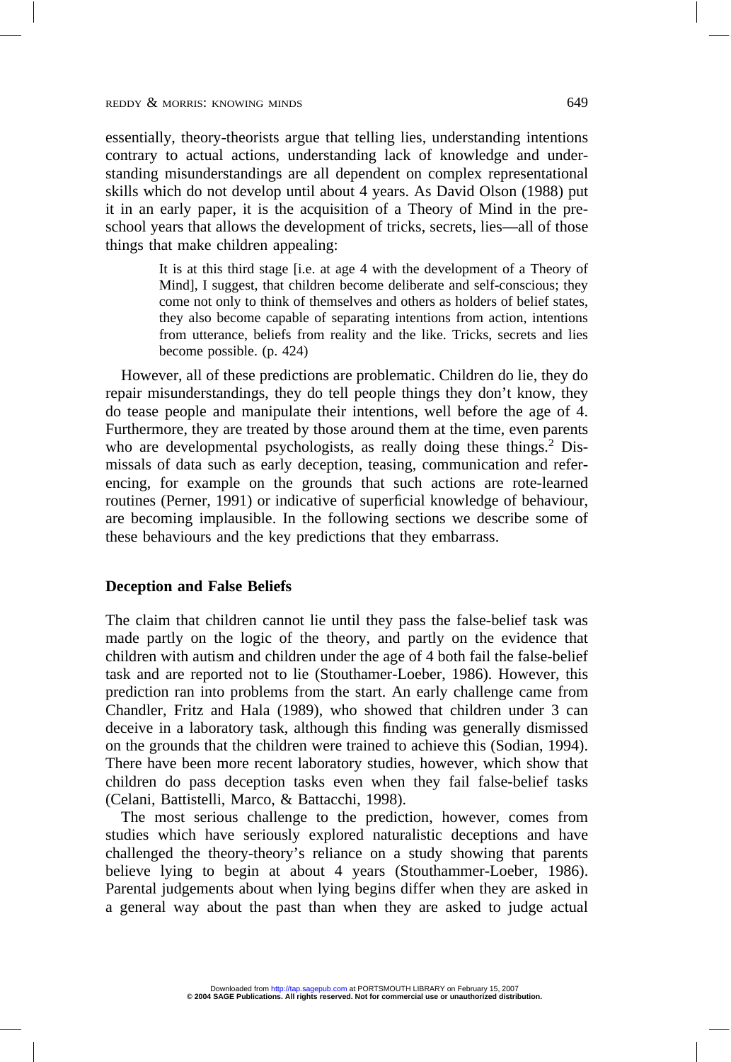essentially, theory-theorists argue that telling lies, understanding intentions contrary to actual actions, understanding lack of knowledge and understanding misunderstandings are all dependent on complex representational skills which do not develop until about 4 years. As David Olson (1988) put it in an early paper, it is the acquisition of a Theory of Mind in the preschool years that allows the development of tricks, secrets, lies—all of those things that make children appealing:

> It is at this third stage [i.e. at age 4 with the development of a Theory of Mind], I suggest, that children become deliberate and self-conscious; they come not only to think of themselves and others as holders of belief states, they also become capable of separating intentions from action, intentions from utterance, beliefs from reality and the like. Tricks, secrets and lies become possible. (p. 424)

However, all of these predictions are problematic. Children do lie, they do repair misunderstandings, they do tell people things they don't know, they do tease people and manipulate their intentions, well before the age of 4. Furthermore, they are treated by those around them at the time, even parents who are developmental psychologists, as really doing these things.[2] Dismissals of data such as early deception, teasing, communication and referencing, for example on the grounds that such actions are rote-learned routines (Perner, 1991) or indicative of superficial knowledge of behaviour, are becoming implausible. In the following sections we describe some of these behaviours and the key predictions that they embarrass.

### Deception and False Beliefs

The claim that children cannot lie until they pass the false-belief task was made partly on the logic of the theory, and partly on the evidence that children with autism and children under the age of 4 both fail the false-belief task and are reported not to lie (Stouthamer-Loeber, 1986). However, this prediction ran into problems from the start. An early challenge came from Chandler, Fritz and Hala (1989), who showed that children under 3 can deceive in a laboratory task, although this finding was generally dismissed on the grounds that the children were trained to achieve this (Sodian, 1994). There have been more recent laboratory studies, however, which show that children do pass deception tasks even when they fail false-belief tasks (Celani, Battistelli, Marco, & Battacchi, 1998).

The most serious challenge to the prediction, however, comes from studies which have seriously explored naturalistic deceptions and have challenged the theory-theory's reliance on a study showing that parents believe lying to begin at about 4 years (Stouthammer-Loeber, 1986). Parental judgements about when lying begins differ when they are asked in a general way about the past than when they are asked to judge actual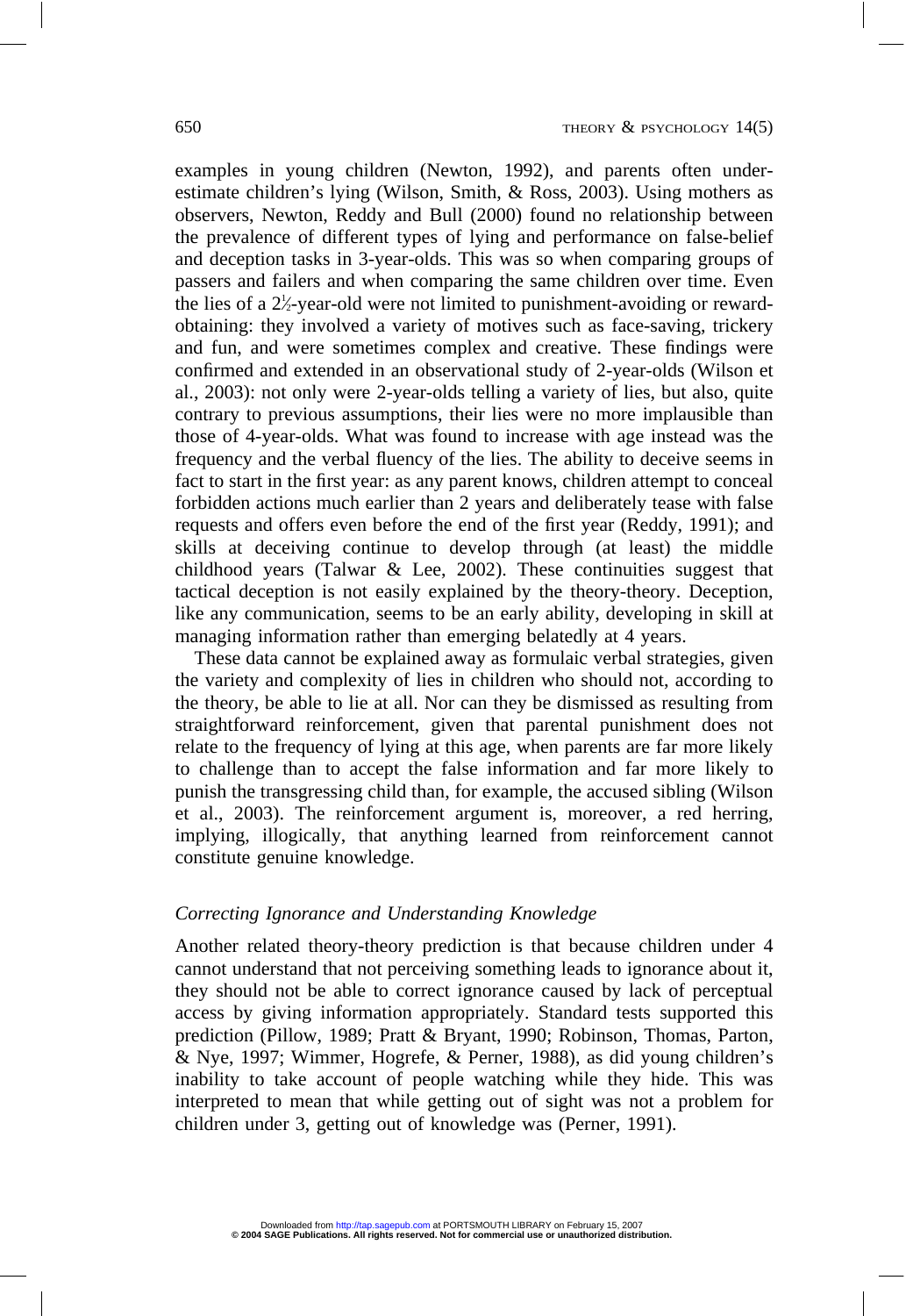examples in young children (Newton, 1992), and parents often underestimate children's lying (Wilson, Smith, & Ross, 2003). Using mothers as observers, Newton, Reddy and Bull (2000) found no relationship between the prevalence of different types of lying and performance on false-belief and deception tasks in 3-year-olds. This was so when comparing groups of passers and failers and when comparing the same children over time. Even the lies of a 2½-year-old were not limited to punishment-avoiding or reward-obtaining: they involved a variety of motives such as face-saving, trickery and fun, and were sometimes complex and creative. These findings were confirmed and extended in an observational study of 2-year-olds (Wilson et al., 2003): not only were 2-year-olds telling a variety of lies, but also, quite contrary to previous assumptions, their lies were no more implausible than those of 4-year-olds. What was found to increase with age instead was the frequency and the verbal fluency of the lies. The ability to deceive seems in fact to start in the first year: as any parent knows, children attempt to conceal forbidden actions much earlier than 2 years and deliberately tease with false requests and offers even before the end of the first year (Reddy, 1991); and skills at deceiving continue to develop through (at least) the middle childhood years (Talwar & Lee, 2002). These continuities suggest that tactical deception is not easily explained by the theory-theory. Deception, like any communication, seems to be an early ability, developing in skill at managing information rather than emerging belatedly at 4 years.

These data cannot be explained away as formulaic verbal strategies, given the variety and complexity of lies in children who should not, according to the theory, be able to lie at all. Nor can they be dismissed as resulting from straightforward reinforcement, given that parental punishment does not relate to the frequency of lying at this age, when parents are far more likely to challenge than to accept the false information and far more likely to punish the transgressing child than, for example, the accused sibling (Wilson et al., 2003). The reinforcement argument is, moreover, a red herring, implying, illogically, that anything learned from reinforcement cannot constitute genuine knowledge.

### *Correcting Ignorance and Understanding Knowledge*

Another related theory-theory prediction is that because children under 4 cannot understand that not perceiving something leads to ignorance about it, they should not be able to correct ignorance caused by lack of perceptual access by giving information appropriately. Standard tests supported this prediction (Pillow, 1989; Pratt & Bryant, 1990; Robinson, Thomas, Parton, & Nye, 1997; Wimmer, Hogrefe, & Perner, 1988), as did young children's inability to take account of people watching while they hide. This was interpreted to mean that while getting out of sight was not a problem for children under 3, getting out of knowledge was (Perner, 1991).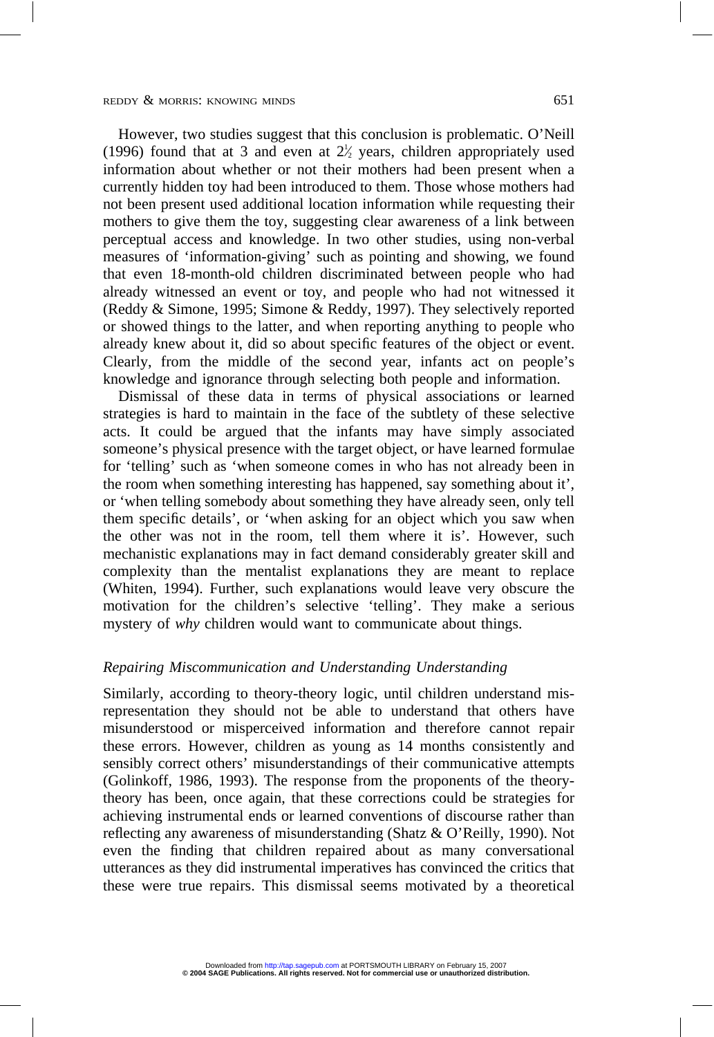However, two studies suggest that this conclusion is problematic. O'Neill (1996) found that at 3 and even at 2½ years, children appropriately used information about whether or not their mothers had been present when a currently hidden toy had been introduced to them. Those whose mothers had not been present used additional location information while requesting their mothers to give them the toy, suggesting clear awareness of a link between perceptual access and knowledge. In two other studies, using non-verbal measures of 'information-giving' such as pointing and showing, we found that even 18-month-old children discriminated between people who had already witnessed an event or toy, and people who had not witnessed it (Reddy & Simone, 1995; Simone & Reddy, 1997). They selectively reported or showed things to the latter, and when reporting anything to people who already knew about it, did so about specific features of the object or event. Clearly, from the middle of the second year, infants act on people's knowledge and ignorance through selecting both people and information.

Dismissal of these data in terms of physical associations or learned strategies is hard to maintain in the face of the subtlety of these selective acts. It could be argued that the infants may have simply associated someone's physical presence with the target object, or have learned formulae for 'telling' such as 'when someone comes in who has not already been in the room when something interesting has happened, say something about it', or 'when telling somebody about something they have already seen, only tell them specific details', or 'when asking for an object which you saw when the other was not in the room, tell them where it is'. However, such mechanistic explanations may in fact demand considerably greater skill and complexity than the mentalist explanations they are meant to replace (Whiten, 1994). Further, such explanations would leave very obscure the motivation for the children's selective 'telling'. They make a serious mystery of *why* children would want to communicate about things.

### *Repairing Miscommunication and Understanding Understanding*

Similarly, according to theory-theory logic, until children understand misrepresentation they should not be able to understand that others have misunderstood or misperceived information and therefore cannot repair these errors. However, children as young as 14 months consistently and sensibly correct others' misunderstandings of their communicative attempts (Golinkoff, 1986, 1993). The response from the proponents of the theory-theory has been, once again, that these corrections could be strategies for achieving instrumental ends or learned conventions of discourse rather than reflecting any awareness of misunderstanding (Shatz & O'Reilly, 1990). Not even the finding that children repaired about as many conversational utterances as they did instrumental imperatives has convinced the critics that these were true repairs. This dismissal seems motivated by a theoretical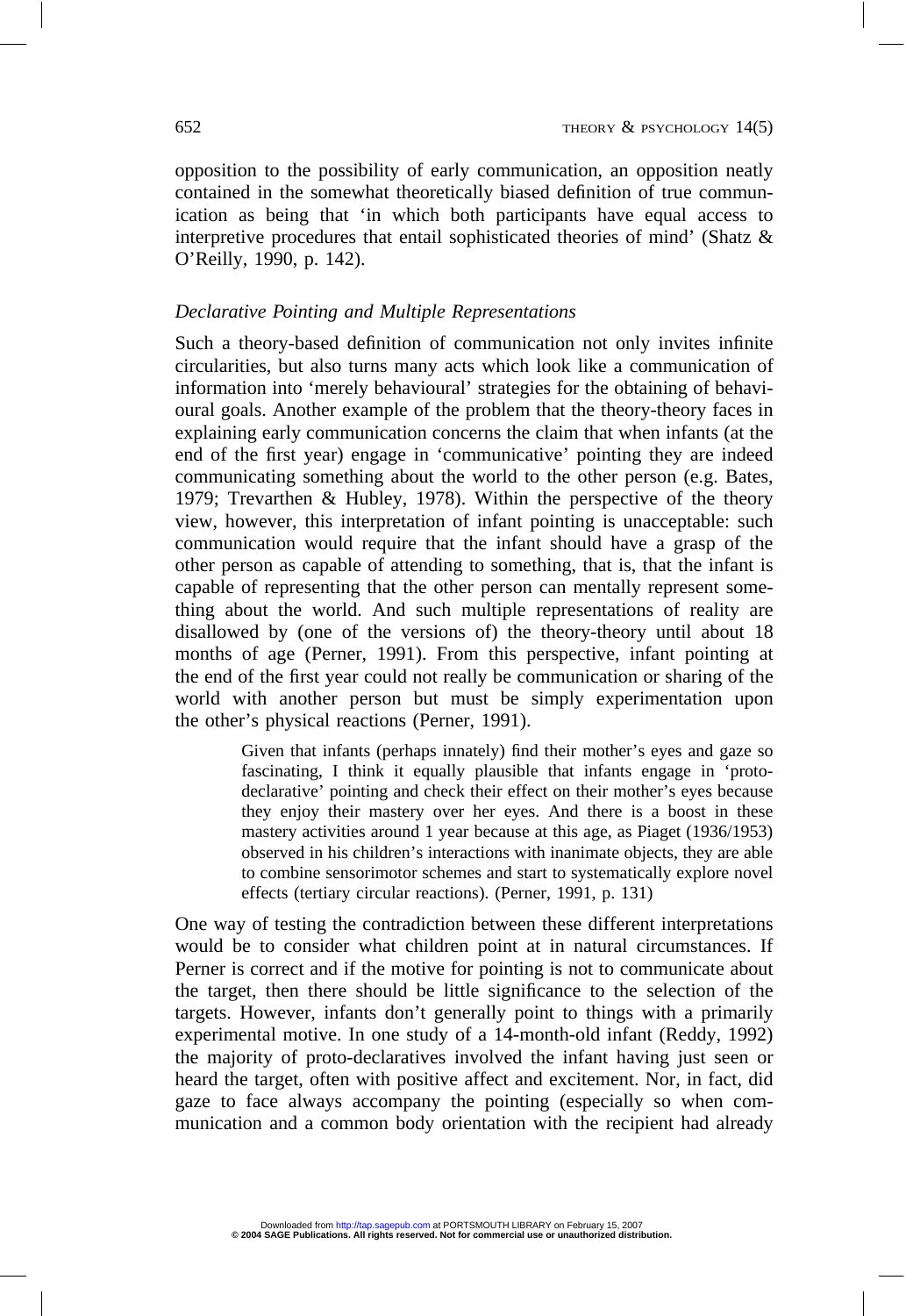opposition to the possibility of early communication, an opposition neatly contained in the somewhat theoretically biased definition of true communication as being that 'in which both participants have equal access to interpretive procedures that entail sophisticated theories of mind' (Shatz & O'Reilly, 1990, p. 142).

### *Declarative Pointing and Multiple Representations*

Such a theory-based definition of communication not only invites infinite circularities, but also turns many acts which look like a communication of information into 'merely behavioural' strategies for the obtaining of behavioural goals. Another example of the problem that the theory-theory faces in explaining early communication concerns the claim that when infants (at the end of the first year) engage in 'communicative' pointing they are indeed communicating something about the world to the other person (e.g. Bates, 1979; Trevarthen & Hubley, 1978). Within the perspective of the theory view, however, this interpretation of infant pointing is unacceptable: such communication would require that the infant should have a grasp of the other person as capable of attending to something, that is, that the infant is capable of representing that the other person can mentally represent something about the world. And such multiple representations of reality are disallowed by (one of the versions of) the theory-theory until about 18 months of age (Perner, 1991). From this perspective, infant pointing at the end of the first year could not really be communication or sharing of the world with another person but must be simply experimentation upon the other's physical reactions (Perner, 1991).

> Given that infants (perhaps innately) find their mother's eyes and gaze so fascinating, I think it equally plausible that infants engage in 'proto-declarative' pointing and check their effect on their mother's eyes because they enjoy their mastery over her eyes. And there is a boost in these mastery activities around 1 year because at this age, as Piaget (1936/1953) observed in his children's interactions with inanimate objects, they are able to combine sensorimotor schemes and start to systematically explore novel effects (tertiary circular reactions). (Perner, 1991, p. 131)

One way of testing the contradiction between these different interpretations would be to consider what children point at in natural circumstances. If Perner is correct and if the motive for pointing is not to communicate about the target, then there should be little significance to the selection of the targets. However, infants don't generally point to things with a primarily experimental motive. In one study of a 14-month-old infant (Reddy, 1992) the majority of proto-declaratives involved the infant having just seen or heard the target, often with positive affect and excitement. Nor, in fact, did gaze to face always accompany the pointing (especially so when communication and a common body orientation with the recipient had already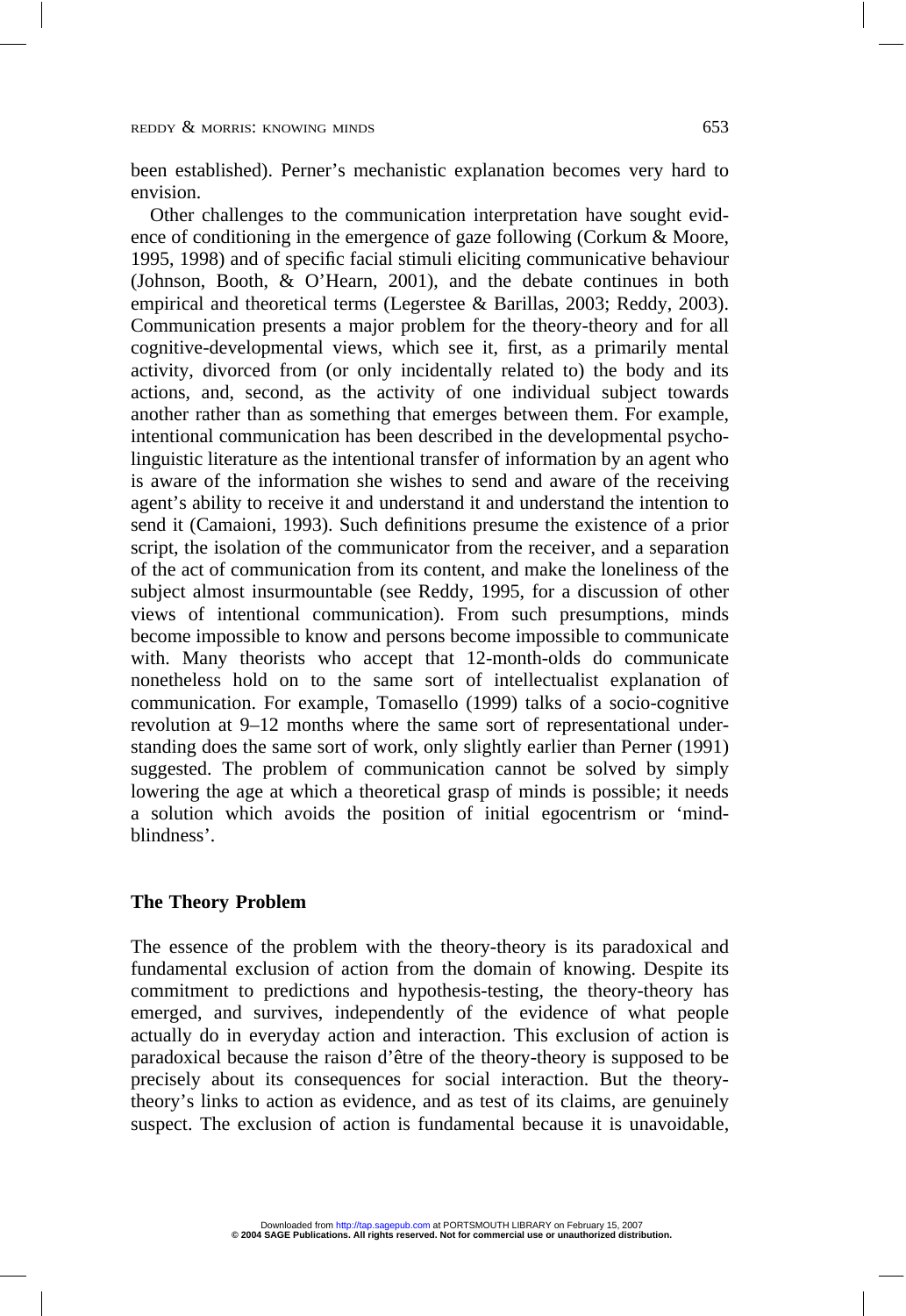been established). Perner's mechanistic explanation becomes very hard to envision.

Other challenges to the communication interpretation have sought evidence of conditioning in the emergence of gaze following (Corkum & Moore, 1995, 1998) and of specific facial stimuli eliciting communicative behaviour (Johnson, Booth, & O'Hearn, 2001), and the debate continues in both empirical and theoretical terms (Legerstee & Barillas, 2003; Reddy, 2003). Communication presents a major problem for the theory-theory and for all cognitive-developmental views, which see it, first, as a primarily mental activity, divorced from (or only incidentally related to) the body and its actions, and, second, as the activity of one individual subject towards another rather than as something that emerges between them. For example, intentional communication has been described in the developmental psycholinguistic literature as the intentional transfer of information by an agent who is aware of the information she wishes to send and aware of the receiving agent's ability to receive it and understand it and understand the intention to send it (Camaioni, 1993). Such definitions presume the existence of a prior script, the isolation of the communicator from the receiver, and a separation of the act of communication from its content, and make the loneliness of the subject almost insurmountable (see Reddy, 1995, for a discussion of other views of intentional communication). From such presumptions, minds become impossible to know and persons become impossible to communicate with. Many theorists who accept that 12-month-olds do communicate nonetheless hold on to the same sort of intellectualist explanation of communication. For example, Tomasello (1999) talks of a socio-cognitive revolution at 9–12 months where the same sort of representational understanding does the same sort of work, only slightly earlier than Perner (1991) suggested. The problem of communication cannot be solved by simply lowering the age at which a theoretical grasp of minds is possible; it needs a solution which avoids the position of initial egocentrism or 'mind-blindness'.

## The Theory Problem

The essence of the problem with the theory-theory is its paradoxical and fundamental exclusion of action from the domain of knowing. Despite its commitment to predictions and hypothesis-testing, the theory-theory has emerged, and survives, independently of the evidence of what people actually do in everyday action and interaction. This exclusion of action is paradoxical because the raison d'être of the theory-theory is supposed to be precisely about its consequences for social interaction. But the theory-theory's links to action as evidence, and as test of its claims, are genuinely suspect. The exclusion of action is fundamental because it is unavoidable,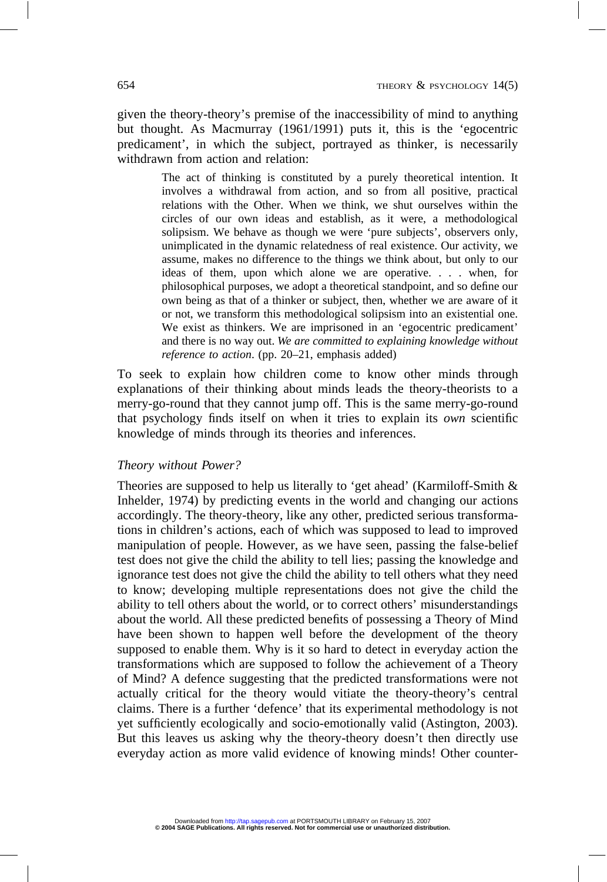given the theory-theory's premise of the inaccessibility of mind to anything but thought. As Macmurray (1961/1991) puts it, this is the 'egocentric predicament', in which the subject, portrayed as thinker, is necessarily withdrawn from action and relation:

> The act of thinking is constituted by a purely theoretical intention. It involves a withdrawal from action, and so from all positive, practical relations with the Other. When we think, we shut ourselves within the circles of our own ideas and establish, as it were, a methodological solipsism. We behave as though we were 'pure subjects', observers only, unimplicated in the dynamic relatedness of real existence. Our activity, we assume, makes no difference to the things we think about, but only to our ideas of them, upon which alone we are operative. . . . when, for philosophical purposes, we adopt a theoretical standpoint, and so define our own being as that of a thinker or subject, then, whether we are aware of it or not, we transform this methodological solipsism into an existential one. We exist as thinkers. We are imprisoned in an 'egocentric predicament' and there is no way out. *We are committed to explaining knowledge without reference to action*. (pp. 20–21, emphasis added)

To seek to explain how children come to know other minds through explanations of their thinking about minds leads the theory-theorists to a merry-go-round that they cannot jump off. This is the same merry-go-round that psychology finds itself on when it tries to explain its *own* scientific knowledge of minds through its theories and inferences.

### *Theory without Power?*

Theories are supposed to help us literally to 'get ahead' (Karmiloff-Smith & Inhelder, 1974) by predicting events in the world and changing our actions accordingly. The theory-theory, like any other, predicted serious transformations in children's actions, each of which was supposed to lead to improved manipulation of people. However, as we have seen, passing the false-belief test does not give the child the ability to tell lies; passing the knowledge and ignorance test does not give the child the ability to tell others what they need to know; developing multiple representations does not give the child the ability to tell others about the world, or to correct others' misunderstandings about the world. All these predicted benefits of possessing a Theory of Mind have been shown to happen well before the development of the theory supposed to enable them. Why is it so hard to detect in everyday action the transformations which are supposed to follow the achievement of a Theory of Mind? A defence suggesting that the predicted transformations were not actually critical for the theory would vitiate the theory-theory's central claims. There is a further 'defence' that its experimental methodology is not yet sufficiently ecologically and socio-emotionally valid (Astington, 2003). But this leaves us asking why the theory-theory doesn't then directly use everyday action as more valid evidence of knowing minds! Other counter-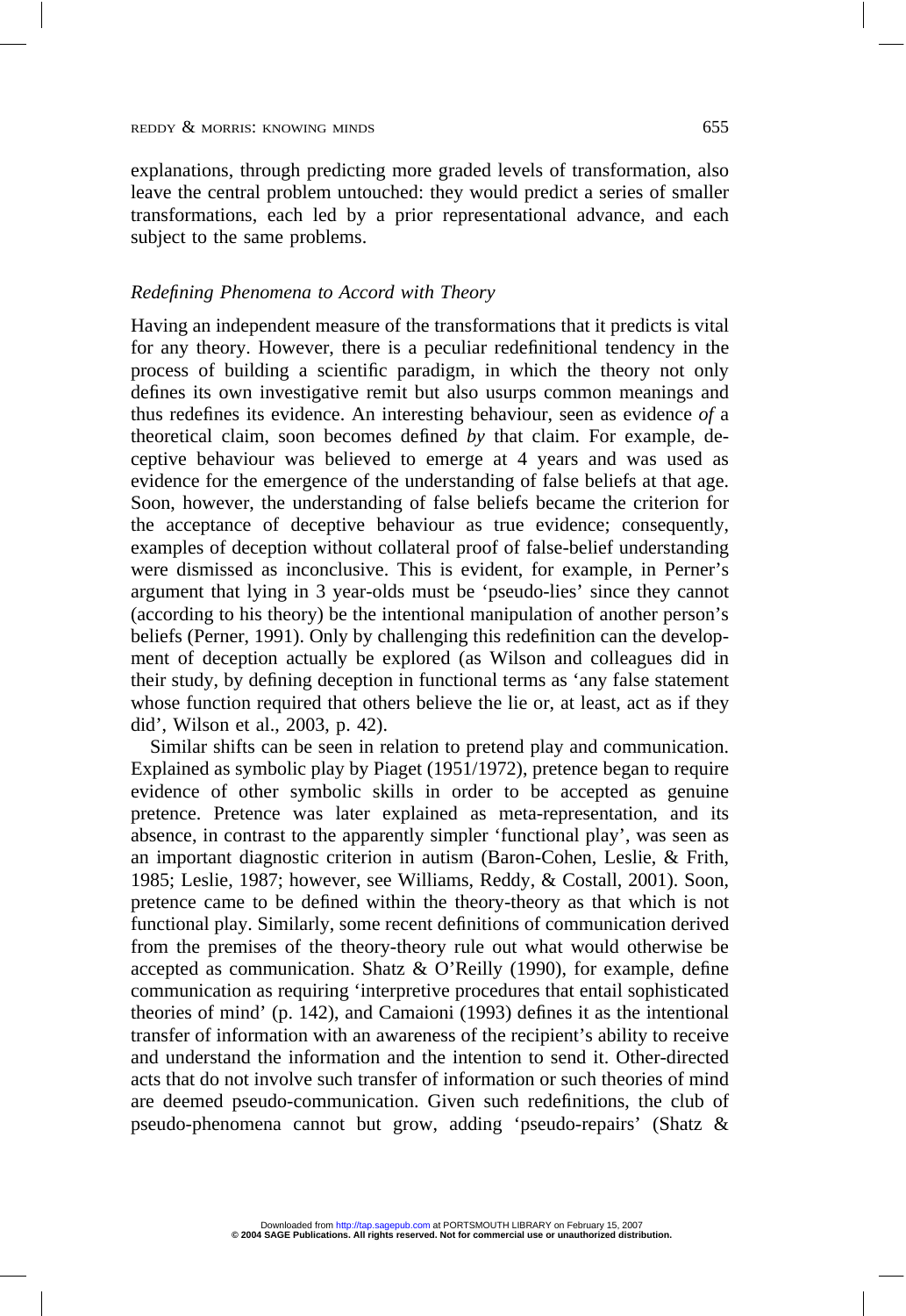explanations, through predicting more graded levels of transformation, also leave the central problem untouched: they would predict a series of smaller transformations, each led by a prior representational advance, and each subject to the same problems.

### *Redefining Phenomena to Accord with Theory*

Having an independent measure of the transformations that it predicts is vital for any theory. However, there is a peculiar redefinitional tendency in the process of building a scientific paradigm, in which the theory not only defines its own investigative remit but also usurps common meanings and thus redefines its evidence. An interesting behaviour, seen as evidence *of* a theoretical claim, soon becomes defined *by* that claim. For example, deceptive behaviour was believed to emerge at 4 years and was used as evidence for the emergence of the understanding of false beliefs at that age. Soon, however, the understanding of false beliefs became the criterion for the acceptance of deceptive behaviour as true evidence; consequently, examples of deception without collateral proof of false-belief understanding were dismissed as inconclusive. This is evident, for example, in Perner's argument that lying in 3 year-olds must be 'pseudo-lies' since they cannot (according to his theory) be the intentional manipulation of another person's beliefs (Perner, 1991). Only by challenging this redefinition can the development of deception actually be explored (as Wilson and colleagues did in their study, by defining deception in functional terms as 'any false statement whose function required that others believe the lie or, at least, act as if they did', Wilson et al., 2003, p. 42).

Similar shifts can be seen in relation to pretend play and communication. Explained as symbolic play by Piaget (1951/1972), pretence began to require evidence of other symbolic skills in order to be accepted as genuine pretence. Pretence was later explained as meta-representation, and its absence, in contrast to the apparently simpler 'functional play', was seen as an important diagnostic criterion in autism (Baron-Cohen, Leslie, & Frith, 1985; Leslie, 1987; however, see Williams, Reddy, & Costall, 2001). Soon, pretence came to be defined within the theory-theory as that which is not functional play. Similarly, some recent definitions of communication derived from the premises of the theory-theory rule out what would otherwise be accepted as communication. Shatz & O'Reilly (1990), for example, define communication as requiring 'interpretive procedures that entail sophisticated theories of mind' (p. 142), and Camaioni (1993) defines it as the intentional transfer of information with an awareness of the recipient's ability to receive and understand the information and the intention to send it. Other-directed acts that do not involve such transfer of information or such theories of mind are deemed pseudo-communication. Given such redefinitions, the club of pseudo-phenomena cannot but grow, adding 'pseudo-repairs' (Shatz &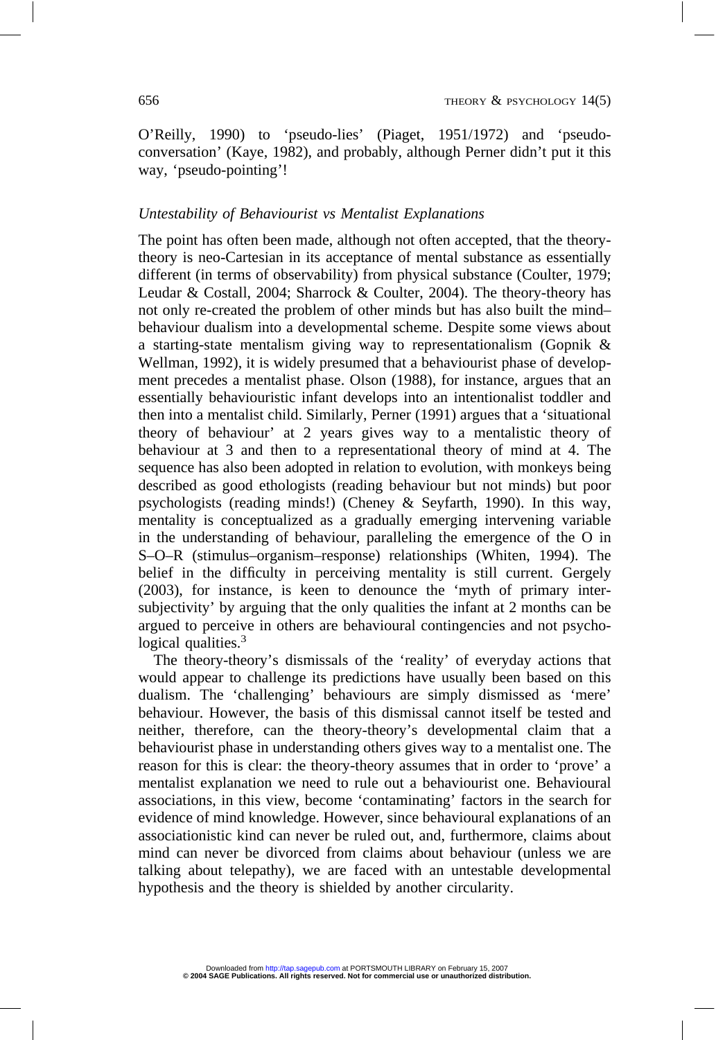O'Reilly, 1990) to 'pseudo-lies' (Piaget, 1951/1972) and 'pseudo-conversation' (Kaye, 1982), and probably, although Perner didn't put it this way, 'pseudo-pointing'!

### *Untestability of Behaviourist vs Mentalist Explanations*

The point has often been made, although not often accepted, that the theory-theory is neo-Cartesian in its acceptance of mental substance as essentially different (in terms of observability) from physical substance (Coulter, 1979; Leudar & Costall, 2004; Sharrock & Coulter, 2004). The theory-theory has not only re-created the problem of other minds but has also built the mind–behaviour dualism into a developmental scheme. Despite some views about a starting-state mentalism giving way to representationalism (Gopnik & Wellman, 1992), it is widely presumed that a behaviourist phase of development precedes a mentalist phase. Olson (1988), for instance, argues that an essentially behaviouristic infant develops into an intentionalist toddler and then into a mentalist child. Similarly, Perner (1991) argues that a 'situational theory of behaviour' at 2 years gives way to a mentalistic theory of behaviour at 3 and then to a representational theory of mind at 4. The sequence has also been adopted in relation to evolution, with monkeys being described as good ethologists (reading behaviour but not minds) but poor psychologists (reading minds!) (Cheney & Seyfarth, 1990). In this way, mentality is conceptualized as a gradually emerging intervening variable in the understanding of behaviour, paralleling the emergence of the O in S–O–R (stimulus–organism–response) relationships (Whiten, 1994). The belief in the difficulty in perceiving mentality is still current. Gergely (2003), for instance, is keen to denounce the 'myth of primary intersubjectivity' by arguing that the only qualities the infant at 2 months can be argued to perceive in others are behavioural contingencies and not psychological qualities.[3]

The theory-theory's dismissals of the 'reality' of everyday actions that would appear to challenge its predictions have usually been based on this dualism. The 'challenging' behaviours are simply dismissed as 'mere' behaviour. However, the basis of this dismissal cannot itself be tested and neither, therefore, can the theory-theory's developmental claim that a behaviourist phase in understanding others gives way to a mentalist one. The reason for this is clear: the theory-theory assumes that in order to 'prove' a mentalist explanation we need to rule out a behaviourist one. Behavioural associations, in this view, become 'contaminating' factors in the search for evidence of mind knowledge. However, since behavioural explanations of an associationistic kind can never be ruled out, and, furthermore, claims about mind can never be divorced from claims about behaviour (unless we are talking about telepathy), we are faced with an untestable developmental hypothesis and the theory is shielded by another circularity.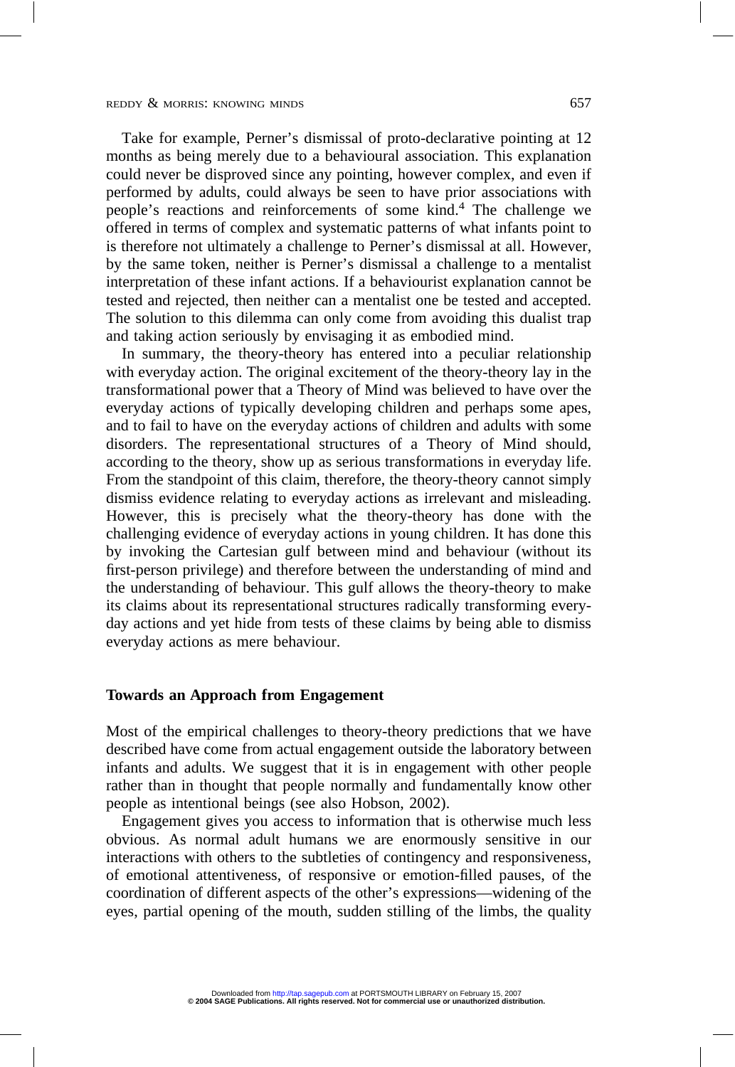Take for example, Perner's dismissal of proto-declarative pointing at 12 months as being merely due to a behavioural association. This explanation could never be disproved since any pointing, however complex, and even if performed by adults, could always be seen to have prior associations with people's reactions and reinforcements of some kind.[4] The challenge we offered in terms of complex and systematic patterns of what infants point to is therefore not ultimately a challenge to Perner's dismissal at all. However, by the same token, neither is Perner's dismissal a challenge to a mentalist interpretation of these infant actions. If a behaviourist explanation cannot be tested and rejected, then neither can a mentalist one be tested and accepted. The solution to this dilemma can only come from avoiding this dualist trap and taking action seriously by envisaging it as embodied mind.

In summary, the theory-theory has entered into a peculiar relationship with everyday action. The original excitement of the theory-theory lay in the transformational power that a Theory of Mind was believed to have over the everyday actions of typically developing children and perhaps some apes, and to fail to have on the everyday actions of children and adults with some disorders. The representational structures of a Theory of Mind should, according to the theory, show up as serious transformations in everyday life. From the standpoint of this claim, therefore, the theory-theory cannot simply dismiss evidence relating to everyday actions as irrelevant and misleading. However, this is precisely what the theory-theory has done with the challenging evidence of everyday actions in young children. It has done this by invoking the Cartesian gulf between mind and behaviour (without its first-person privilege) and therefore between the understanding of mind and the understanding of behaviour. This gulf allows the theory-theory to make its claims about its representational structures radically transforming everyday actions and yet hide from tests of these claims by being able to dismiss everyday actions as mere behaviour.

## Towards an Approach from Engagement

Most of the empirical challenges to theory-theory predictions that we have described have come from actual engagement outside the laboratory between infants and adults. We suggest that it is in engagement with other people rather than in thought that people normally and fundamentally know other people as intentional beings (see also Hobson, 2002).

Engagement gives you access to information that is otherwise much less obvious. As normal adult humans we are enormously sensitive in our interactions with others to the subtleties of contingency and responsiveness, of emotional attentiveness, of responsive or emotion-filled pauses, of the coordination of different aspects of the other's expressions—widening of the eyes, partial opening of the mouth, sudden stilling of the limbs, the quality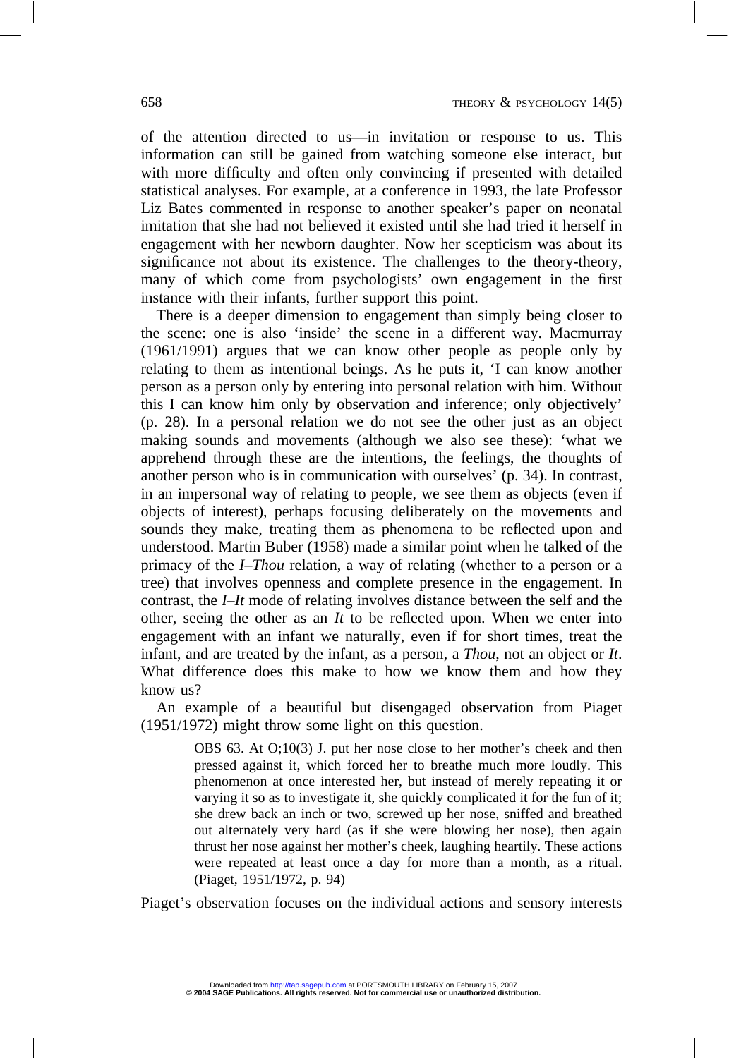of the attention directed to us—in invitation or response to us. This information can still be gained from watching someone else interact, but with more difficulty and often only convincing if presented with detailed statistical analyses. For example, at a conference in 1993, the late Professor Liz Bates commented in response to another speaker's paper on neonatal imitation that she had not believed it existed until she had tried it herself in engagement with her newborn daughter. Now her scepticism was about its significance not about its existence. The challenges to the theory-theory, many of which come from psychologists' own engagement in the first instance with their infants, further support this point.

There is a deeper dimension to engagement than simply being closer to the scene: one is also 'inside' the scene in a different way. Macmurray (1961/1991) argues that we can know other people as people only by relating to them as intentional beings. As he puts it, 'I can know another person as a person only by entering into personal relation with him. Without this I can know him only by observation and inference; only objectively' (p. 28). In a personal relation we do not see the other just as an object making sounds and movements (although we also see these): 'what we apprehend through these are the intentions, the feelings, the thoughts of another person who is in communication with ourselves' (p. 34). In contrast, in an impersonal way of relating to people, we see them as objects (even if objects of interest), perhaps focusing deliberately on the movements and sounds they make, treating them as phenomena to be reflected upon and understood. Martin Buber (1958) made a similar point when he talked of the primacy of the *I–Thou* relation, a way of relating (whether to a person or a tree) that involves openness and complete presence in the engagement. In contrast, the *I–It* mode of relating involves distance between the self and the other, seeing the other as an *It* to be reflected upon. When we enter into engagement with an infant we naturally, even if for short times, treat the infant, and are treated by the infant, as a person, a *Thou*, not an object or *It*. What difference does this make to how we know them and how they know us?

An example of a beautiful but disengaged observation from Piaget (1951/1972) might throw some light on this question.

> OBS 63. At O;10(3) J. put her nose close to her mother's cheek and then pressed against it, which forced her to breathe much more loudly. This phenomenon at once interested her, but instead of merely repeating it or varying it so as to investigate it, she quickly complicated it for the fun of it; she drew back an inch or two, screwed up her nose, sniffed and breathed out alternately very hard (as if she were blowing her nose), then again thrust her nose against her mother's cheek, laughing heartily. These actions were repeated at least once a day for more than a month, as a ritual. (Piaget, 1951/1972, p. 94)

Piaget's observation focuses on the individual actions and sensory interests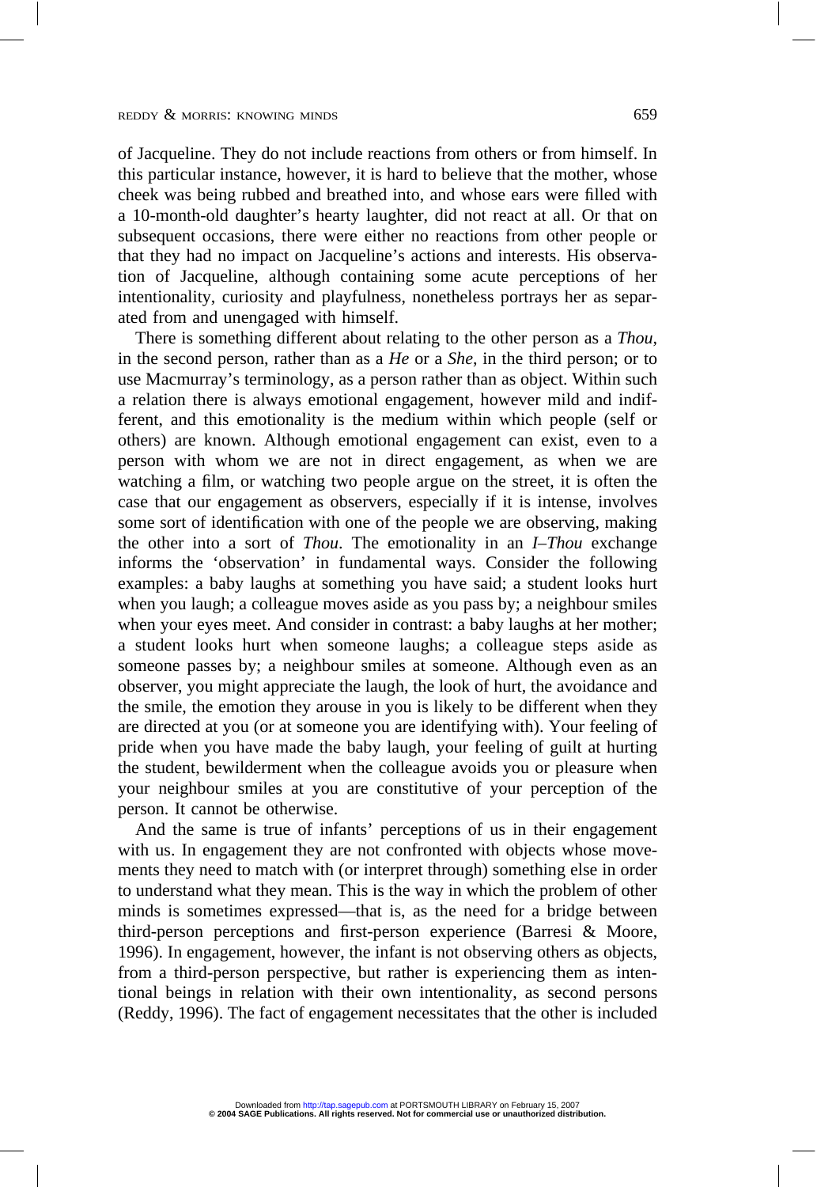of Jacqueline. They do not include reactions from others or from himself. In this particular instance, however, it is hard to believe that the mother, whose cheek was being rubbed and breathed into, and whose ears were filled with a 10-month-old daughter's hearty laughter, did not react at all. Or that on subsequent occasions, there were either no reactions from other people or that they had no impact on Jacqueline's actions and interests. His observation of Jacqueline, although containing some acute perceptions of her intentionality, curiosity and playfulness, nonetheless portrays her as separated from and unengaged with himself.

There is something different about relating to the other person as a *Thou*, in the second person, rather than as a *He* or a *She*, in the third person; or to use Macmurray's terminology, as a person rather than as object. Within such a relation there is always emotional engagement, however mild and indifferent, and this emotionality is the medium within which people (self or others) are known. Although emotional engagement can exist, even to a person with whom we are not in direct engagement, as when we are watching a film, or watching two people argue on the street, it is often the case that our engagement as observers, especially if it is intense, involves some sort of identification with one of the people we are observing, making the other into a sort of *Thou*. The emotionality in an *I–Thou* exchange informs the 'observation' in fundamental ways. Consider the following examples: a baby laughs at something you have said; a student looks hurt when you laugh; a colleague moves aside as you pass by; a neighbour smiles when your eyes meet. And consider in contrast: a baby laughs at her mother; a student looks hurt when someone laughs; a colleague steps aside as someone passes by; a neighbour smiles at someone. Although even as an observer, you might appreciate the laugh, the look of hurt, the avoidance and the smile, the emotion they arouse in you is likely to be different when they are directed at you (or at someone you are identifying with). Your feeling of pride when you have made the baby laugh, your feeling of guilt at hurting the student, bewilderment when the colleague avoids you or pleasure when your neighbour smiles at you are constitutive of your perception of the person. It cannot be otherwise.

And the same is true of infants' perceptions of us in their engagement with us. In engagement they are not confronted with objects whose movements they need to match with (or interpret through) something else in order to understand what they mean. This is the way in which the problem of other minds is sometimes expressed—that is, as the need for a bridge between third-person perceptions and first-person experience (Barresi & Moore, 1996). In engagement, however, the infant is not observing others as objects, from a third-person perspective, but rather is experiencing them as intentional beings in relation with their own intentionality, as second persons (Reddy, 1996). The fact of engagement necessitates that the other is included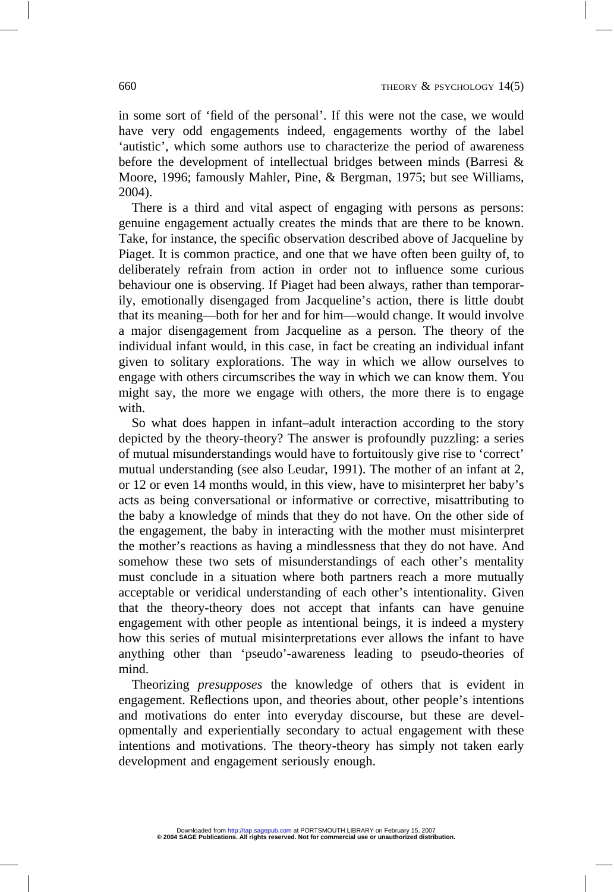in some sort of 'field of the personal'. If this were not the case, we would have very odd engagements indeed, engagements worthy of the label 'autistic', which some authors use to characterize the period of awareness before the development of intellectual bridges between minds (Barresi & Moore, 1996; famously Mahler, Pine, & Bergman, 1975; but see Williams, 2004).

There is a third and vital aspect of engaging with persons as persons: genuine engagement actually creates the minds that are there to be known. Take, for instance, the specific observation described above of Jacqueline by Piaget. It is common practice, and one that we have often been guilty of, to deliberately refrain from action in order not to influence some curious behaviour one is observing. If Piaget had been always, rather than temporarily, emotionally disengaged from Jacqueline's action, there is little doubt that its meaning—both for her and for him—would change. It would involve a major disengagement from Jacqueline as a person. The theory of the individual infant would, in this case, in fact be creating an individual infant given to solitary explorations. The way in which we allow ourselves to engage with others circumscribes the way in which we can know them. You might say, the more we engage with others, the more there is to engage with.

So what does happen in infant–adult interaction according to the story depicted by the theory-theory? The answer is profoundly puzzling: a series of mutual misunderstandings would have to fortuitously give rise to 'correct' mutual understanding (see also Leudar, 1991). The mother of an infant at 2, or 12 or even 14 months would, in this view, have to misinterpret her baby's acts as being conversational or informative or corrective, misattributing to the baby a knowledge of minds that they do not have. On the other side of the engagement, the baby in interacting with the mother must misinterpret the mother's reactions as having a mindlessness that they do not have. And somehow these two sets of misunderstandings of each other's mentality must conclude in a situation where both partners reach a more mutually acceptable or veridical understanding of each other's intentionality. Given that the theory-theory does not accept that infants can have genuine engagement with other people as intentional beings, it is indeed a mystery how this series of mutual misinterpretations ever allows the infant to have anything other than 'pseudo'-awareness leading to pseudo-theories of mind.

Theorizing *presupposes* the knowledge of others that is evident in engagement. Reflections upon, and theories about, other people's intentions and motivations do enter into everyday discourse, but these are developmentally and experientially secondary to actual engagement with these intentions and motivations. The theory-theory has simply not taken early development and engagement seriously enough.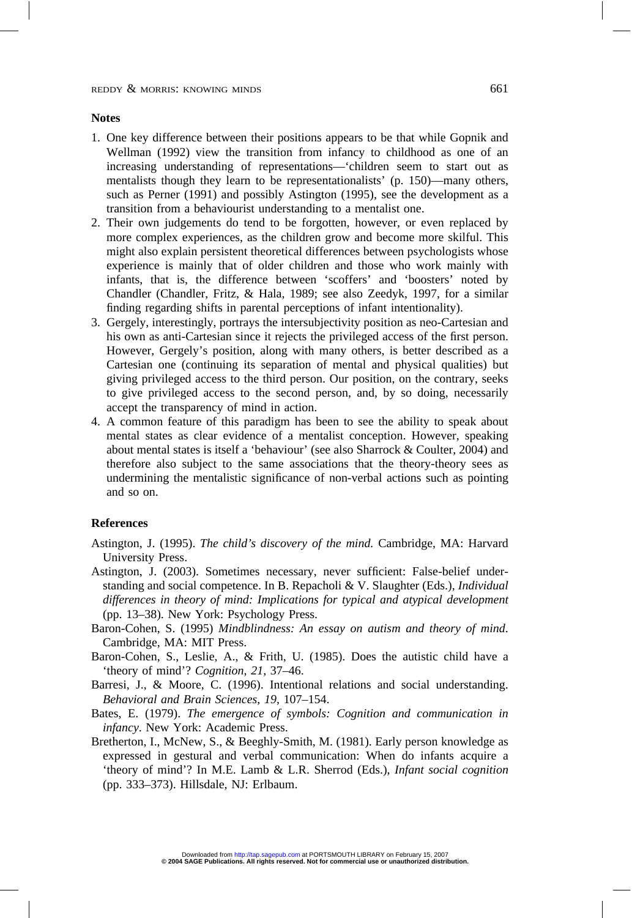## Notes

1. One key difference between their positions appears to be that while Gopnik and Wellman (1992) view the transition from infancy to childhood as one of an increasing understanding of representations—'children seem to start out as mentalists though they learn to be representationalists' (p. 150)—many others, such as Perner (1991) and possibly Astington (1995), see the development as a transition from a behaviourist understanding to a mentalist one.
2. Their own judgements do tend to be forgotten, however, or even replaced by more complex experiences, as the children grow and become more skilful. This might also explain persistent theoretical differences between psychologists whose experience is mainly that of older children and those who work mainly with infants, that is, the difference between 'scoffers' and 'boosters' noted by Chandler (Chandler, Fritz, & Hala, 1989; see also Zeedyk, 1997, for a similar finding regarding shifts in parental perceptions of infant intentionality).
3. Gergely, interestingly, portrays the intersubjectivity position as neo-Cartesian and his own as anti-Cartesian since it rejects the privileged access of the first person. However, Gergely's position, along with many others, is better described as a Cartesian one (continuing its separation of mental and physical qualities) but giving privileged access to the third person. Our position, on the contrary, seeks to give privileged access to the second person, and, by so doing, necessarily accept the transparency of mind in action.
4. A common feature of this paradigm has been to see the ability to speak about mental states as clear evidence of a mentalist conception. However, speaking about mental states is itself a 'behaviour' (see also Sharrock & Coulter, 2004) and therefore also subject to the same associations that the theory-theory sees as undermining the mentalistic significance of non-verbal actions such as pointing and so on.

## References

Astington, J. (1995). *The child's discovery of the mind.* Cambridge, MA: Harvard University Press.

Astington, J. (2003). Sometimes necessary, never sufficient: False-belief understanding and social competence. In B. Repacholi & V. Slaughter (Eds.), *Individual differences in theory of mind: Implications for typical and atypical development* (pp. 13–38). New York: Psychology Press.

Baron-Cohen, S. (1995) *Mindblindness: An essay on autism and theory of mind*. Cambridge, MA: MIT Press.

Baron-Cohen, S., Leslie, A., & Frith, U. (1985). Does the autistic child have a 'theory of mind'? *Cognition*, *21*, 37–46.

Barresi, J., & Moore, C. (1996). Intentional relations and social understanding. *Behavioral and Brain Sciences*, *19*, 107–154.

Bates, E. (1979). *The emergence of symbols: Cognition and communication in infancy*. New York: Academic Press.

Bretherton, I., McNew, S., & Beeghly-Smith, M. (1981). Early person knowledge as expressed in gestural and verbal communication: When do infants acquire a 'theory of mind'? In M.E. Lamb & L.R. Sherrod (Eds.), *Infant social cognition* (pp. 333–373). Hillsdale, NJ: Erlbaum.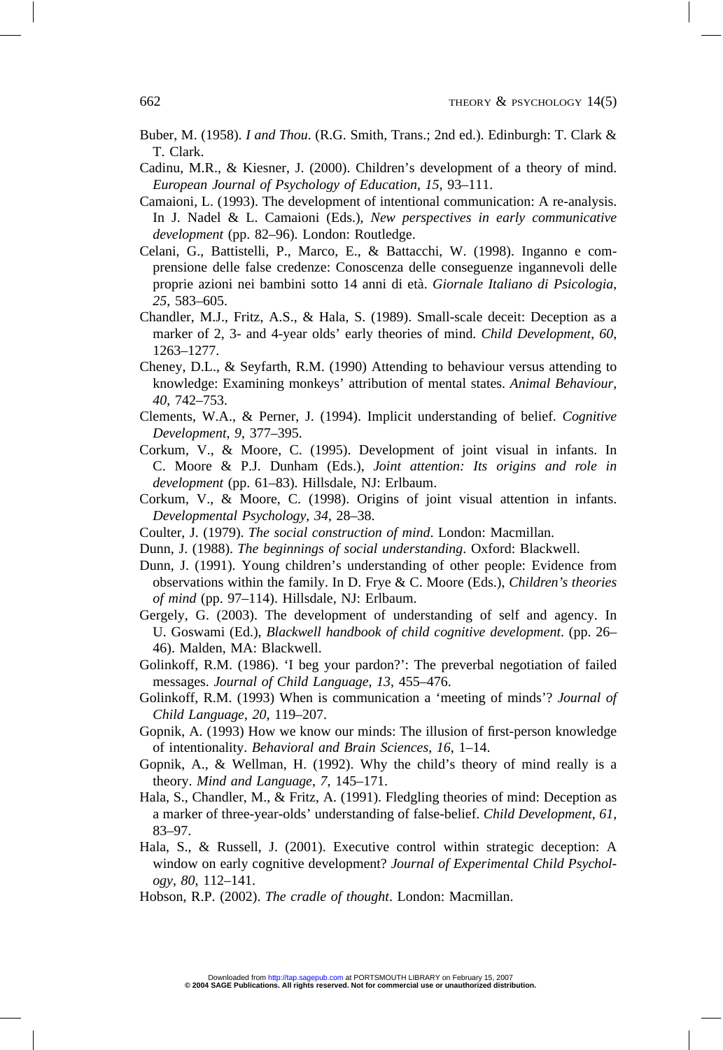Buber, M. (1958). *I and Thou*. (R.G. Smith, Trans.; 2nd ed.). Edinburgh: T. Clark & T. Clark.

Cadinu, M.R., & Kiesner, J. (2000). Children's development of a theory of mind. *European Journal of Psychology of Education*, *15*, 93–111.

Camaioni, L. (1993). The development of intentional communication: A re-analysis. In J. Nadel & L. Camaioni (Eds.), *New perspectives in early communicative development* (pp. 82–96). London: Routledge.

Celani, G., Battistelli, P., Marco, E., & Battacchi, W. (1998). Inganno e comprensione delle false credenze: Conoscenza delle conseguenze ingannevoli delle proprie azioni nei bambini sotto 14 anni di età. *Giornale Italiano di Psicologia*, *25*, 583–605.

Chandler, M.J., Fritz, A.S., & Hala, S. (1989). Small-scale deceit: Deception as a marker of 2, 3- and 4-year olds' early theories of mind. *Child Development*, *60*, 1263–1277.

Cheney, D.L., & Seyfarth, R.M. (1990) Attending to behaviour versus attending to knowledge: Examining monkeys' attribution of mental states. *Animal Behaviour*, *40*, 742–753.

Clements, W.A., & Perner, J. (1994). Implicit understanding of belief. *Cognitive Development*, *9*, 377–395.

Corkum, V., & Moore, C. (1995). Development of joint visual in infants. In C. Moore & P.J. Dunham (Eds.), *Joint attention: Its origins and role in development* (pp. 61–83). Hillsdale, NJ: Erlbaum.

Corkum, V., & Moore, C. (1998). Origins of joint visual attention in infants. *Developmental Psychology*, *34*, 28–38.

Coulter, J. (1979). *The social construction of mind*. London: Macmillan.

Dunn, J. (1988). *The beginnings of social understanding*. Oxford: Blackwell.

Dunn, J. (1991). Young children's understanding of other people: Evidence from observations within the family. In D. Frye & C. Moore (Eds.), *Children's theories of mind* (pp. 97–114). Hillsdale, NJ: Erlbaum.

Gergely, G. (2003). The development of understanding of self and agency. In U. Goswami (Ed.), *Blackwell handbook of child cognitive development*. (pp. 26–46). Malden, MA: Blackwell.

Golinkoff, R.M. (1986). 'I beg your pardon?': The preverbal negotiation of failed messages. *Journal of Child Language*, *13*, 455–476.

Golinkoff, R.M. (1993) When is communication a 'meeting of minds'? *Journal of Child Language*, *20*, 119–207.

Gopnik, A. (1993) How we know our minds: The illusion of first-person knowledge of intentionality. *Behavioral and Brain Sciences*, *16*, 1–14.

Gopnik, A., & Wellman, H. (1992). Why the child's theory of mind really is a theory. *Mind and Language*, *7*, 145–171.

Hala, S., Chandler, M., & Fritz, A. (1991). Fledgling theories of mind: Deception as a marker of three-year-olds' understanding of false-belief. *Child Development*, *61*, 83–97.

Hala, S., & Russell, J. (2001). Executive control within strategic deception: A window on early cognitive development? *Journal of Experimental Child Psychology*, *80*, 112–141.

Hobson, R.P. (2002). *The cradle of thought*. London: Macmillan.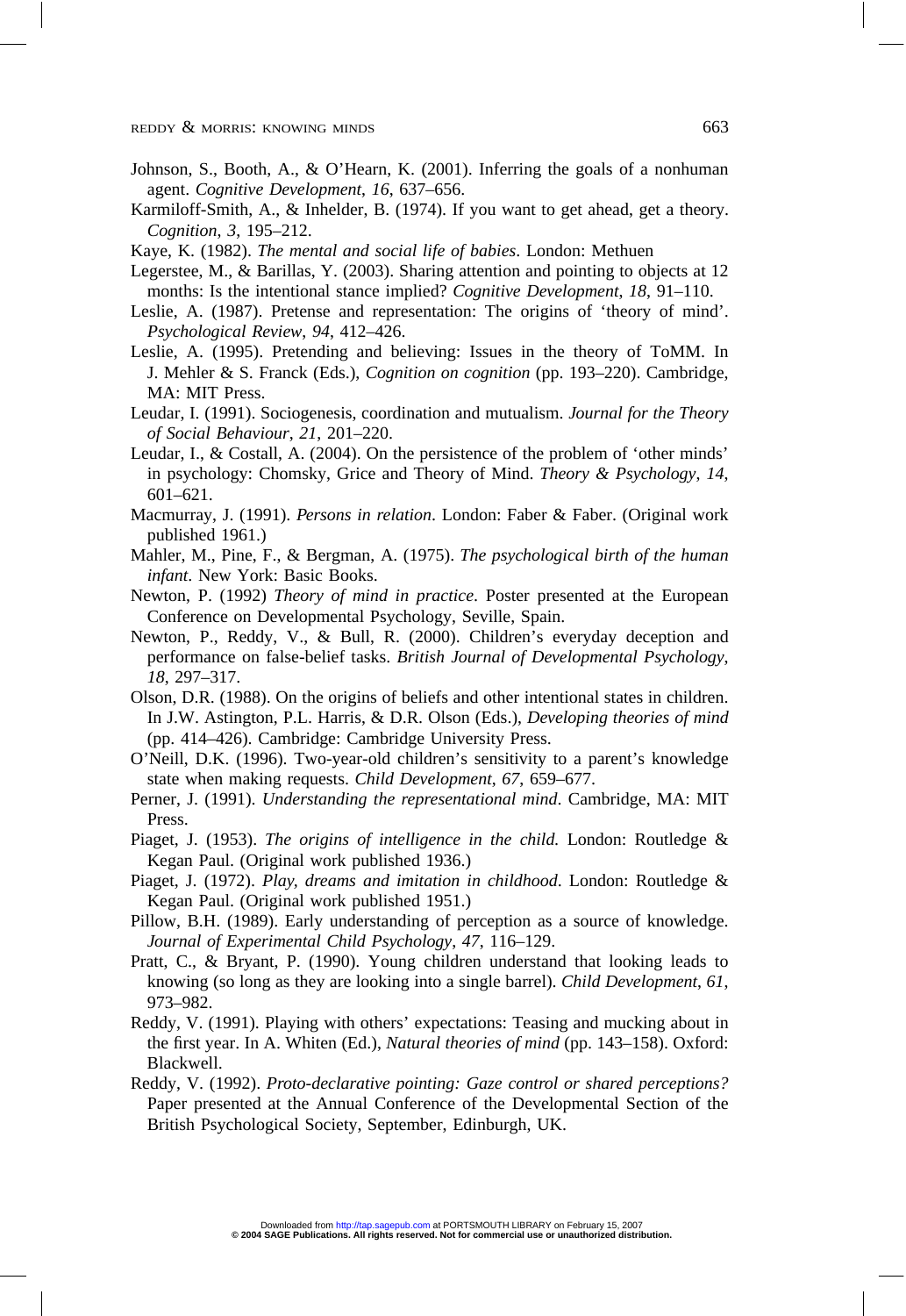Johnson, S., Booth, A., & O'Hearn, K. (2001). Inferring the goals of a nonhuman agent. *Cognitive Development*, *16*, 637–656.

Karmiloff-Smith, A., & Inhelder, B. (1974). If you want to get ahead, get a theory. *Cognition*, *3*, 195–212.

Kaye, K. (1982). *The mental and social life of babies*. London: Methuen

Legerstee, M., & Barillas, Y. (2003). Sharing attention and pointing to objects at 12 months: Is the intentional stance implied? *Cognitive Development*, *18*, 91–110.

Leslie, A. (1987). Pretense and representation: The origins of 'theory of mind'. *Psychological Review*, *94*, 412–426.

Leslie, A. (1995). Pretending and believing: Issues in the theory of ToMM. In J. Mehler & S. Franck (Eds.), *Cognition on cognition* (pp. 193–220). Cambridge, MA: MIT Press.

Leudar, I. (1991). Sociogenesis, coordination and mutualism. *Journal for the Theory of Social Behaviour*, *21*, 201–220.

Leudar, I., & Costall, A. (2004). On the persistence of the problem of 'other minds' in psychology: Chomsky, Grice and Theory of Mind. *Theory & Psychology*, *14*, 601–621.

Macmurray, J. (1991). *Persons in relation*. London: Faber & Faber. (Original work published 1961.)

Mahler, M., Pine, F., & Bergman, A. (1975). *The psychological birth of the human infant*. New York: Basic Books.

Newton, P. (1992) *Theory of mind in practice*. Poster presented at the European Conference on Developmental Psychology, Seville, Spain.

Newton, P., Reddy, V., & Bull, R. (2000). Children's everyday deception and performance on false-belief tasks. *British Journal of Developmental Psychology*, *18*, 297–317.

Olson, D.R. (1988). On the origins of beliefs and other intentional states in children. In J.W. Astington, P.L. Harris, & D.R. Olson (Eds.), *Developing theories of mind* (pp. 414–426). Cambridge: Cambridge University Press.

O'Neill, D.K. (1996). Two-year-old children's sensitivity to a parent's knowledge state when making requests. *Child Development*, *67*, 659–677.

Perner, J. (1991). *Understanding the representational mind*. Cambridge, MA: MIT Press.

Piaget, J. (1953). *The origins of intelligence in the child.* London: Routledge & Kegan Paul. (Original work published 1936.)

Piaget, J. (1972). *Play, dreams and imitation in childhood*. London: Routledge & Kegan Paul. (Original work published 1951.)

Pillow, B.H. (1989). Early understanding of perception as a source of knowledge. *Journal of Experimental Child Psychology*, *47*, 116–129.

Pratt, C., & Bryant, P. (1990). Young children understand that looking leads to knowing (so long as they are looking into a single barrel). *Child Development*, *61*, 973–982.

Reddy, V. (1991). Playing with others' expectations: Teasing and mucking about in the first year. In A. Whiten (Ed.), *Natural theories of mind* (pp. 143–158). Oxford: Blackwell.

Reddy, V. (1992). *Proto-declarative pointing: Gaze control or shared perceptions?* Paper presented at the Annual Conference of the Developmental Section of the British Psychological Society, September, Edinburgh, UK.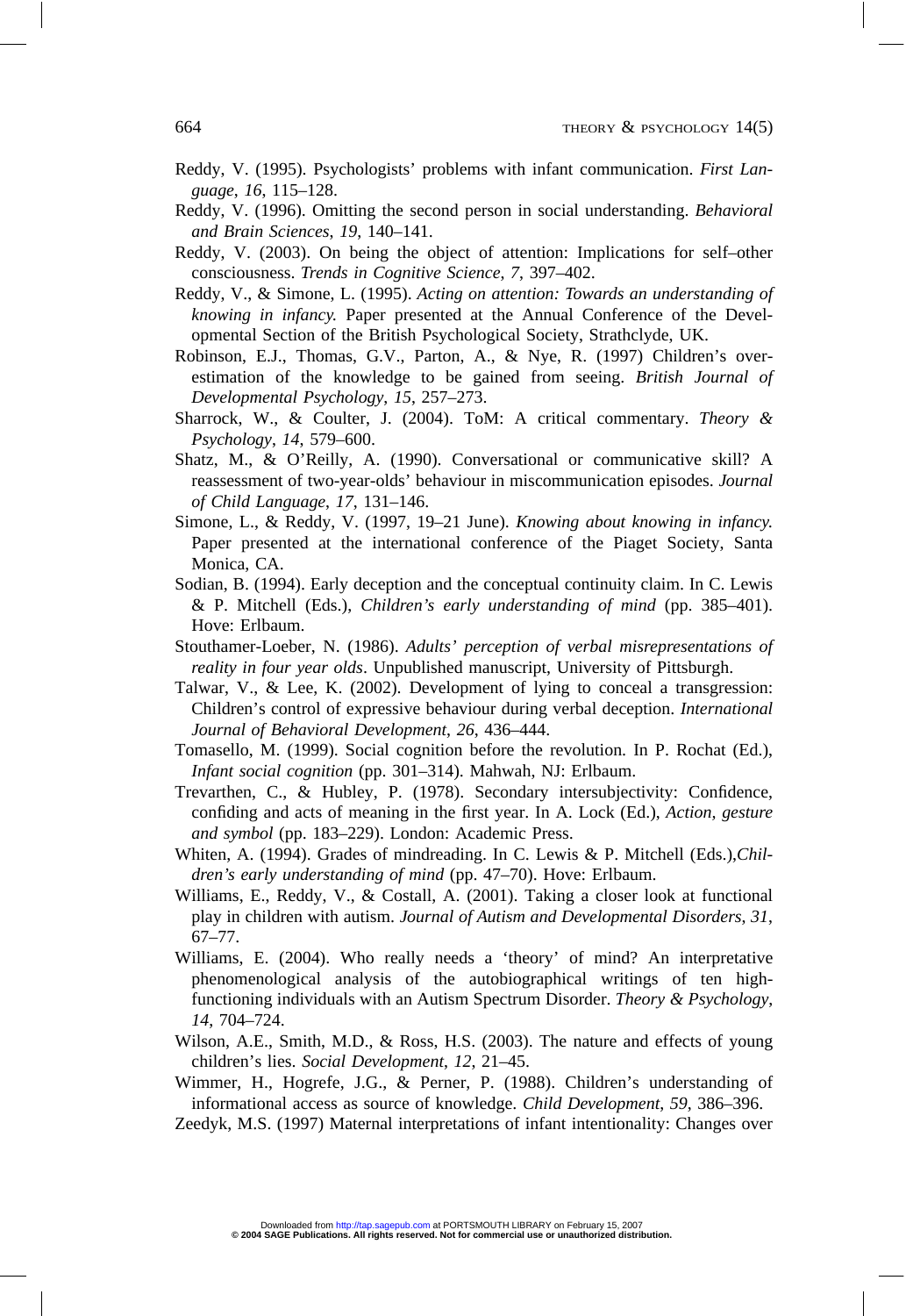Reddy, V. (1995). Psychologists' problems with infant communication. *First Language*, *16*, 115–128.

Reddy, V. (1996). Omitting the second person in social understanding. *Behavioral and Brain Sciences*, *19*, 140–141.

Reddy, V. (2003). On being the object of attention: Implications for self–other consciousness. *Trends in Cognitive Science*, *7*, 397–402.

Reddy, V., & Simone, L. (1995). *Acting on attention: Towards an understanding of knowing in infancy.* Paper presented at the Annual Conference of the Developmental Section of the British Psychological Society, Strathclyde, UK.

Robinson, E.J., Thomas, G.V., Parton, A., & Nye, R. (1997) Children's overestimation of the knowledge to be gained from seeing. *British Journal of Developmental Psychology*, *15*, 257–273.

Sharrock, W., & Coulter, J. (2004). ToM: A critical commentary. *Theory & Psychology*, *14*, 579–600.

Shatz, M., & O'Reilly, A. (1990). Conversational or communicative skill? A reassessment of two-year-olds' behaviour in miscommunication episodes. *Journal of Child Language*, *17*, 131–146.

Simone, L., & Reddy, V. (1997, 19–21 June). *Knowing about knowing in infancy.* Paper presented at the international conference of the Piaget Society, Santa Monica, CA.

Sodian, B. (1994). Early deception and the conceptual continuity claim. In C. Lewis & P. Mitchell (Eds.), *Children's early understanding of mind* (pp. 385–401). Hove: Erlbaum.

Stouthamer-Loeber, N. (1986). *Adults' perception of verbal misrepresentations of reality in four year olds*. Unpublished manuscript, University of Pittsburgh.

Talwar, V., & Lee, K. (2002). Development of lying to conceal a transgression: Children's control of expressive behaviour during verbal deception. *International Journal of Behavioral Development*, *26*, 436–444.

Tomasello, M. (1999). Social cognition before the revolution. In P. Rochat (Ed.), *Infant social cognition* (pp. 301–314). Mahwah, NJ: Erlbaum.

Trevarthen, C., & Hubley, P. (1978). Secondary intersubjectivity: Confidence, confiding and acts of meaning in the first year. In A. Lock (Ed.), *Action, gesture and symbol* (pp. 183–229). London: Academic Press.

Whiten, A. (1994). Grades of mindreading. In C. Lewis & P. Mitchell (Eds.),*Children's early understanding of mind* (pp. 47–70). Hove: Erlbaum.

Williams, E., Reddy, V., & Costall, A. (2001). Taking a closer look at functional play in children with autism. *Journal of Autism and Developmental Disorders*, *31*, 67–77.

Williams, E. (2004). Who really needs a 'theory' of mind? An interpretative phenomenological analysis of the autobiographical writings of ten high-functioning individuals with an Autism Spectrum Disorder. *Theory & Psychology*, *14*, 704–724.

Wilson, A.E., Smith, M.D., & Ross, H.S. (2003). The nature and effects of young children's lies. *Social Development*, *12*, 21–45.

Wimmer, H., Hogrefe, J.G., & Perner, P. (1988). Children's understanding of informational access as source of knowledge. *Child Development*, *59*, 386–396.

Zeedyk, M.S. (1997) Maternal interpretations of infant intentionality: Changes over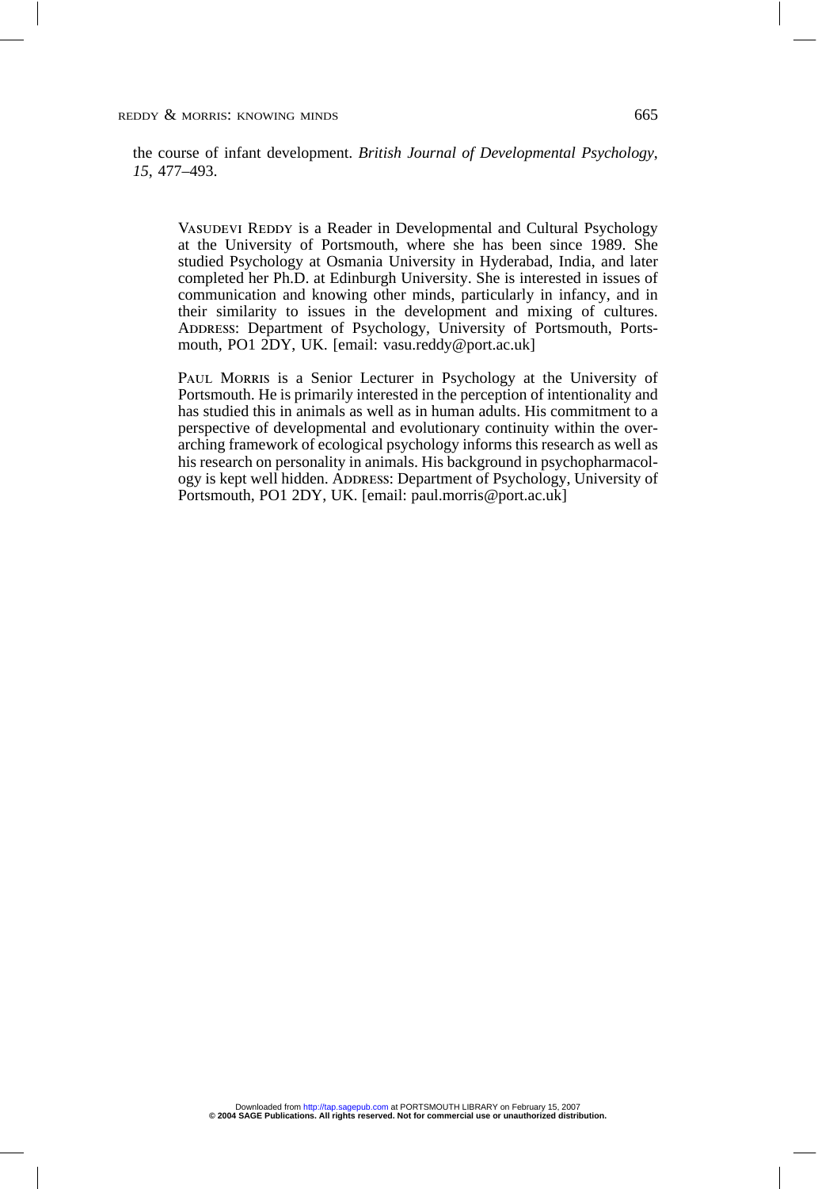the course of infant development. *British Journal of Developmental Psychology*, *15*, 477–493.

Vasudevi Reddy is a Reader in Developmental and Cultural Psychology at the University of Portsmouth, where she has been since 1989. She studied Psychology at Osmania University in Hyderabad, India, and later completed her Ph.D. at Edinburgh University. She is interested in issues of communication and knowing other minds, particularly in infancy, and in their similarity to issues in the development and mixing of cultures. Address: Department of Psychology, University of Portsmouth, Portsmouth, PO1 2DY, UK. [email: vasu.reddy@port.ac.uk]

Paul Morris is a Senior Lecturer in Psychology at the University of Portsmouth. He is primarily interested in the perception of intentionality and has studied this in animals as well as in human adults. His commitment to a perspective of developmental and evolutionary continuity within the overarching framework of ecological psychology informs this research as well as his research on personality in animals. His background in psychopharmacology is kept well hidden. Address: Department of Psychology, University of Portsmouth, PO1 2DY, UK. [email: paul.morris@port.ac.uk]